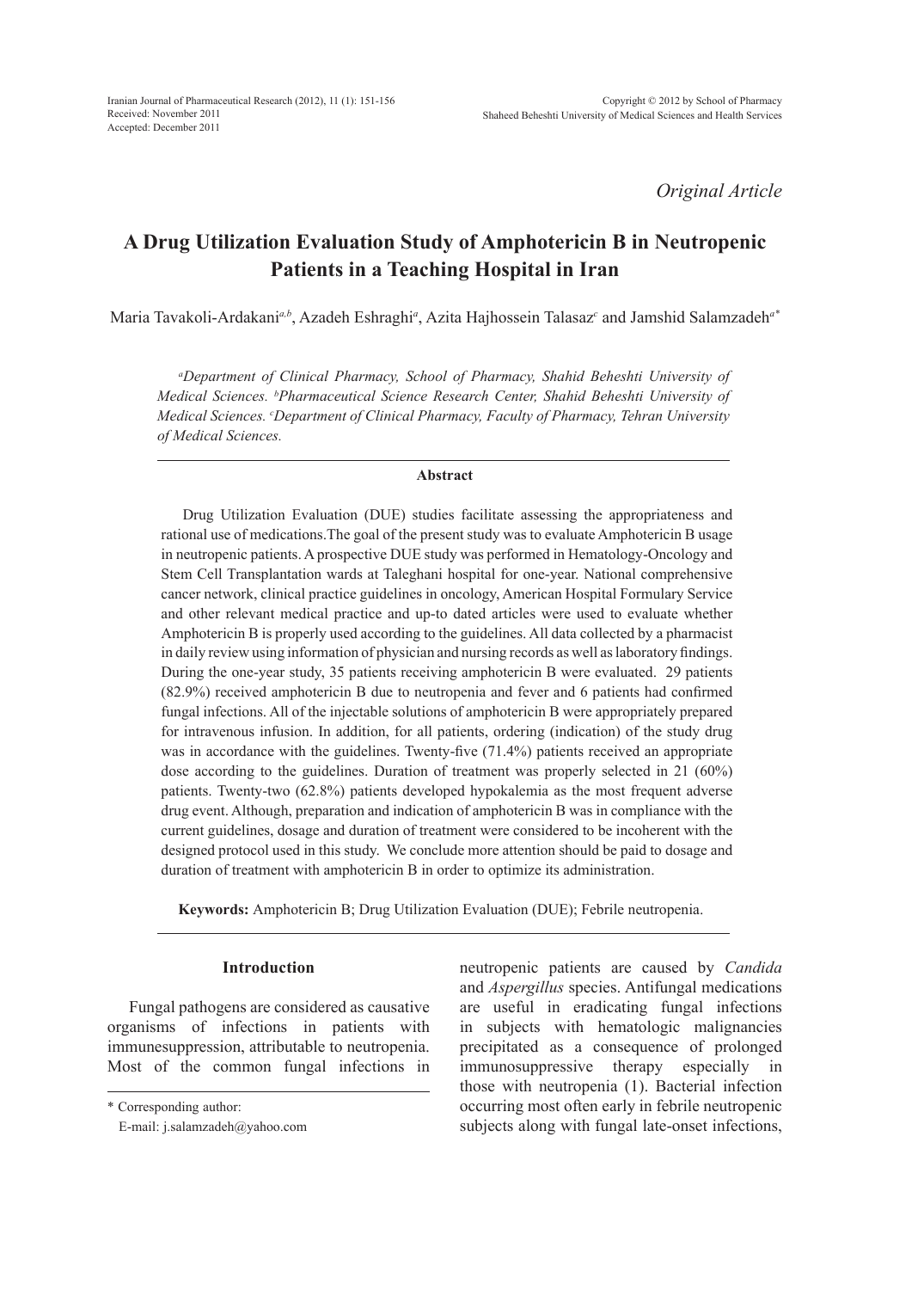*Original Article*

# A Drug Utilization Evaluation Study of Amphotericin B in Neutropenic Patients in a Teaching Hospital in Iran

Maria Tavakoli-Ardakani[a,b], Azadeh Eshraghi[a], Azita Hajhossein Talasaz[c] and Jamshid Salamzadeh[a*]

[a]*Department of Clinical Pharmacy, School of Pharmacy, Shahid Beheshti University of Medical Sciences.* [b]*Pharmaceutical Science Research Center, Shahid Beheshti University of Medical Sciences.* [c]*Department of Clinical Pharmacy, Faculty of Pharmacy, Tehran University of Medical Sciences.*

## Abstract

Drug Utilization Evaluation (DUE) studies facilitate assessing the appropriateness and rational use of medications.The goal of the present study was to evaluate Amphotericin B usage in neutropenic patients. A prospective DUE study was performed in Hematology-Oncology and Stem Cell Transplantation wards at Taleghani hospital for one-year. National comprehensive cancer network, clinical practice guidelines in oncology, American Hospital Formulary Service and other relevant medical practice and up-to dated articles were used to evaluate whether Amphotericin B is properly used according to the guidelines. All data collected by a pharmacist in daily review using information of physician and nursing records as well as laboratory findings. During the one-year study, 35 patients receiving amphotericin B were evaluated. 29 patients (82.9%) received amphotericin B due to neutropenia and fever and 6 patients had confirmed fungal infections. All of the injectable solutions of amphotericin B were appropriately prepared for intravenous infusion. In addition, for all patients, ordering (indication) of the study drug was in accordance with the guidelines. Twenty-five (71.4%) patients received an appropriate dose according to the guidelines. Duration of treatment was properly selected in 21 (60%) patients. Twenty-two (62.8%) patients developed hypokalemia as the most frequent adverse drug event. Although, preparation and indication of amphotericin B was in compliance with the current guidelines, dosage and duration of treatment were considered to be incoherent with the designed protocol used in this study. We conclude more attention should be paid to dosage and duration of treatment with amphotericin B in order to optimize its administration.

**Keywords:** Amphotericin B; Drug Utilization Evaluation (DUE); Febrile neutropenia.

## Introduction

Fungal pathogens are considered as causative organisms of infections in patients with immunesuppression, attributable to neutropenia. Most of the common fungal infections in neutropenic patients are caused by *Candida* and *Aspergillus* species. Antifungal medications are useful in eradicating fungal infections in subjects with hematologic malignancies precipitated as a consequence of prolonged immunosuppressive therapy especially in those with neutropenia (1). Bacterial infection occurring most often early in febrile neutropenic subjects along with fungal late-onset infections,

\* Corresponding author:
E-mail: j.salamzadeh@yahoo.com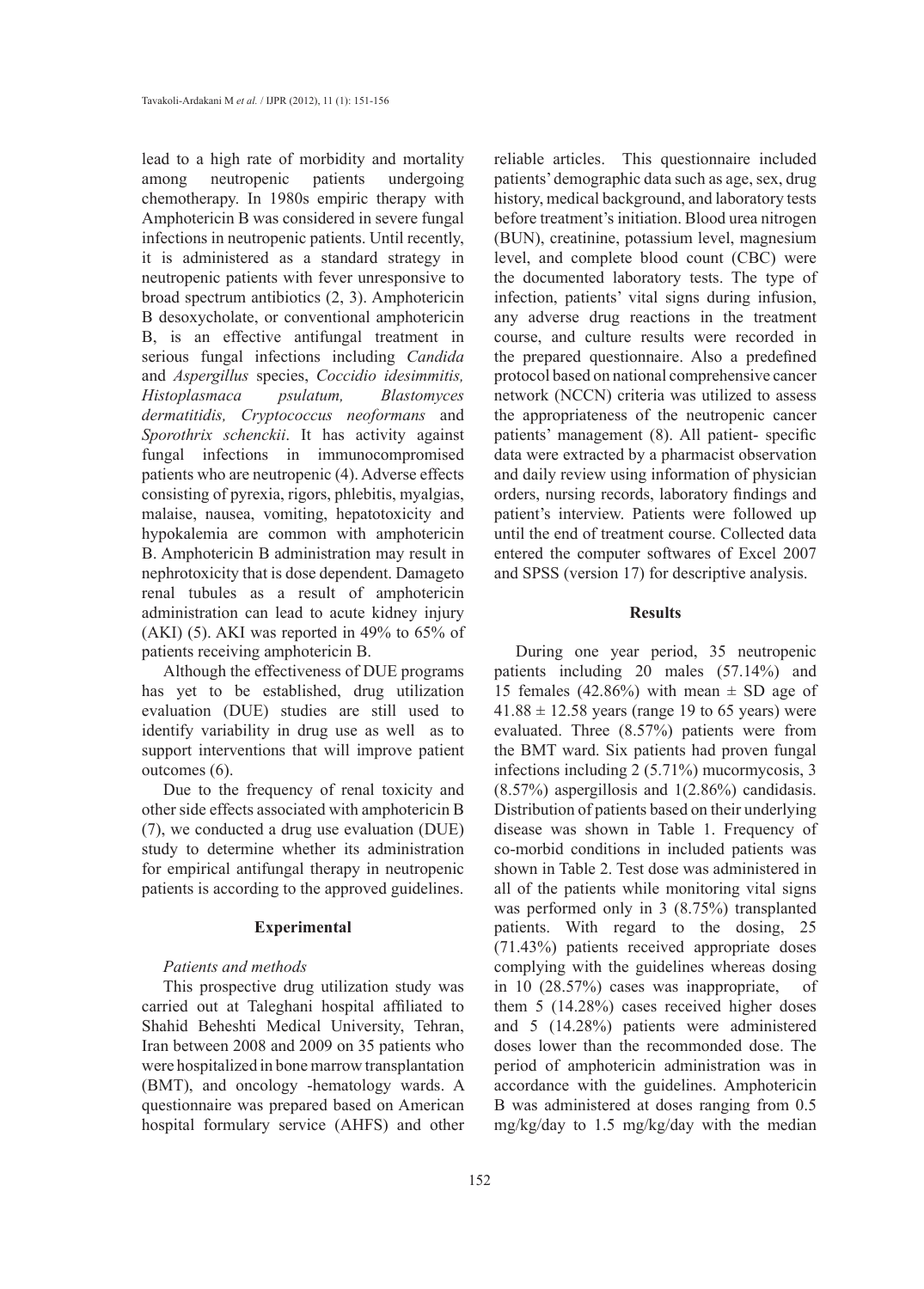lead to a high rate of morbidity and mortality among neutropenic patients undergoing chemotherapy. In 1980s empiric therapy with Amphotericin B was considered in severe fungal infections in neutropenic patients. Until recently, it is administered as a standard strategy in neutropenic patients with fever unresponsive to broad spectrum antibiotics (2, 3). Amphotericin B desoxycholate, or conventional amphotericin B, is an effective antifungal treatment in serious fungal infections including *Candida* and *Aspergillus* species, *Coccidio idesimmitis, Histoplasmaca psulatum, Blastomyces dermatitidis, Cryptococcus neoformans* and *Sporothrix schenckii*. It has activity against fungal infections in immunocompromised patients who are neutropenic (4). Adverse effects consisting of pyrexia, rigors, phlebitis, myalgias, malaise, nausea, vomiting, hepatotoxicity and hypokalemia are common with amphotericin B. Amphotericin B administration may result in nephrotoxicity that is dose dependent. Damageto renal tubules as a result of amphotericin administration can lead to acute kidney injury (AKI) (5). AKI was reported in 49% to 65% of patients receiving amphotericin B.

Although the effectiveness of DUE programs has yet to be established, drug utilization evaluation (DUE) studies are still used to identify variability in drug use as well as to support interventions that will improve patient outcomes (6).

Due to the frequency of renal toxicity and other side effects associated with amphotericin B (7), we conducted a drug use evaluation (DUE) study to determine whether its administration for empirical antifungal therapy in neutropenic patients is according to the approved guidelines.

## Experimental

### *Patients and methods*

This prospective drug utilization study was carried out at Taleghani hospital affiliated to Shahid Beheshti Medical University, Tehran, Iran between 2008 and 2009 on 35 patients who were hospitalized in bone marrow transplantation (BMT), and oncology -hematology wards. A questionnaire was prepared based on American hospital formulary service (AHFS) and other reliable articles. This questionnaire included patients' demographic data such as age, sex, drug history, medical background, and laboratory tests before treatment's initiation. Blood urea nitrogen (BUN), creatinine, potassium level, magnesium level, and complete blood count (CBC) were the documented laboratory tests. The type of infection, patients' vital signs during infusion, any adverse drug reactions in the treatment course, and culture results were recorded in the prepared questionnaire. Also a predefined protocol based on national comprehensive cancer network (NCCN) criteria was utilized to assess the appropriateness of the neutropenic cancer patients' management (8). All patient- specific data were extracted by a pharmacist observation and daily review using information of physician orders, nursing records, laboratory findings and patient's interview. Patients were followed up until the end of treatment course. Collected data entered the computer softwares of Excel 2007 and SPSS (version 17) for descriptive analysis.

## Results

During one year period, 35 neutropenic patients including 20 males (57.14%) and 15 females (42.86%) with mean ± SD age of 41.88 ± 12.58 years (range 19 to 65 years) were evaluated. Three (8.57%) patients were from the BMT ward. Six patients had proven fungal infections including 2 (5.71%) mucormycosis, 3 (8.57%) aspergillosis and 1(2.86%) candidasis. Distribution of patients based on their underlying disease was shown in Table 1. Frequency of co-morbid conditions in included patients was shown in Table 2. Test dose was administered in all of the patients while monitoring vital signs was performed only in 3 (8.75%) transplanted patients. With regard to the dosing, 25 (71.43%) patients received appropriate doses complying with the guidelines whereas dosing in 10 (28.57%) cases was inappropriate, of them 5 (14.28%) cases received higher doses and 5 (14.28%) patients were administered doses lower than the recommended dose. The period of amphotericin administration was in accordance with the guidelines. Amphotericin B was administered at doses ranging from 0.5 mg/kg/day to 1.5 mg/kg/day with the median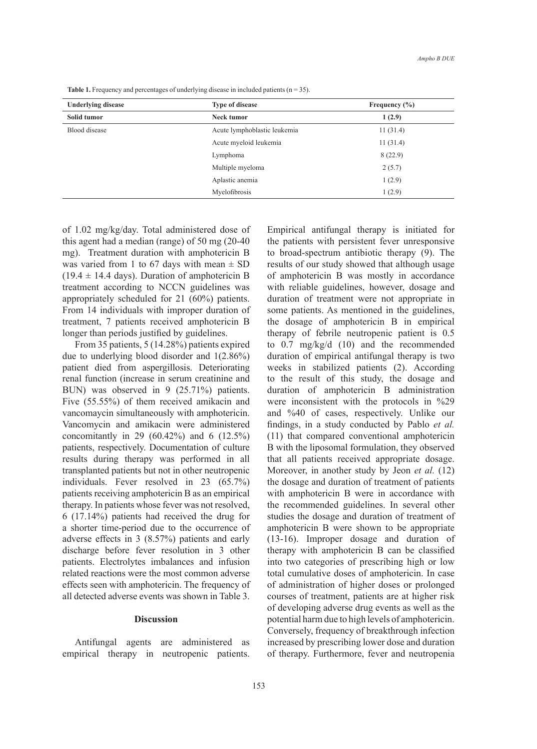**Table 1.** Frequency and percentages of underlying disease in included patients (n = 35).

| Underlying disease | Type of disease | Frequency (%) |
|---|---|---|
| **Solid tumor** | **Neck tumor** | **1 (2.9)** |
| Blood disease | Acute lymphoblastic leukemia | 11 (31.4) |
| | Acute myeloid leukemia | 11 (31.4) |
| | Lymphoma | 8 (22.9) |
| | Multiple myeloma | 2 (5.7) |
| | Aplastic anemia | 1 (2.9) |
| | Myelofibrosis | 1 (2.9) |

of 1.02 mg/kg/day. Total administered dose of this agent had a median (range) of 50 mg (20-40 mg). Treatment duration with amphotericin B was varied from 1 to 67 days with mean ± SD (19.4 ± 14.4 days). Duration of amphotericin B treatment according to NCCN guidelines was appropriately scheduled for 21 (60%) patients. From 14 individuals with improper duration of treatment, 7 patients received amphotericin B longer than periods justified by guidelines.

From 35 patients, 5 (14.28%) patients expired due to underlying blood disorder and 1(2.86%) patient died from aspergillosis. Deteriorating renal function (increase in serum creatinine and BUN) was observed in 9 (25.71%) patients. Five (55.55%) of them received amikacin and vancomaycin simultaneously with amphotericin. Vancomycin and amikacin were administered concomitantly in 29 (60.42%) and 6 (12.5%) patients, respectively. Documentation of culture results during therapy was performed in all transplanted patients but not in other neutropenic individuals. Fever resolved in 23 (65.7%) patients receiving amphotericin B as an empirical therapy. In patients whose fever was not resolved, 6 (17.14%) patients had received the drug for a shorter time-period due to the occurrence of adverse effects in 3 (8.57%) patients and early discharge before fever resolution in 3 other patients. Electrolytes imbalances and infusion related reactions were the most common adverse effects seen with amphotericin. The frequency of all detected adverse events was shown in Table 3.

## Discussion

Antifungal agents are administered as empirical therapy in neutropenic patients. Empirical antifungal therapy is initiated for the patients with persistent fever unresponsive to broad-spectrum antibiotic therapy (9). The results of our study showed that although usage of amphotericin B was mostly in accordance with reliable guidelines, however, dosage and duration of treatment were not appropriate in some patients. As mentioned in the guidelines, the dosage of amphotericin B in empirical therapy of febrile neutropenic patient is 0.5 to 0.7 mg/kg/d (10) and the recommended duration of empirical antifungal therapy is two weeks in stabilized patients (2). According to the result of this study, the dosage and duration of amphotericin B administration were inconsistent with the protocols in %29 and %40 of cases, respectively. Unlike our findings, in a study conducted by Pablo *et al.* (11) that compared conventional amphotericin B with the liposomal formulation, they observed that all patients received appropriate dosage. Moreover, in another study by Jeon *et al.* (12) the dosage and duration of treatment of patients with amphotericin B were in accordance with the recommended guidelines. In several other studies the dosage and duration of treatment of amphotericin B were shown to be appropriate (13-16). Improper dosage and duration of therapy with amphotericin B can be classified into two categories of prescribing high or low total cumulative doses of amphotericin. In case of administration of higher doses or prolonged courses of treatment, patients are at higher risk of developing adverse drug events as well as the potential harm due to high levels of amphotericin. Conversely, frequency of breakthrough infection increased by prescribing lower dose and duration of therapy. Furthermore, fever and neutropenia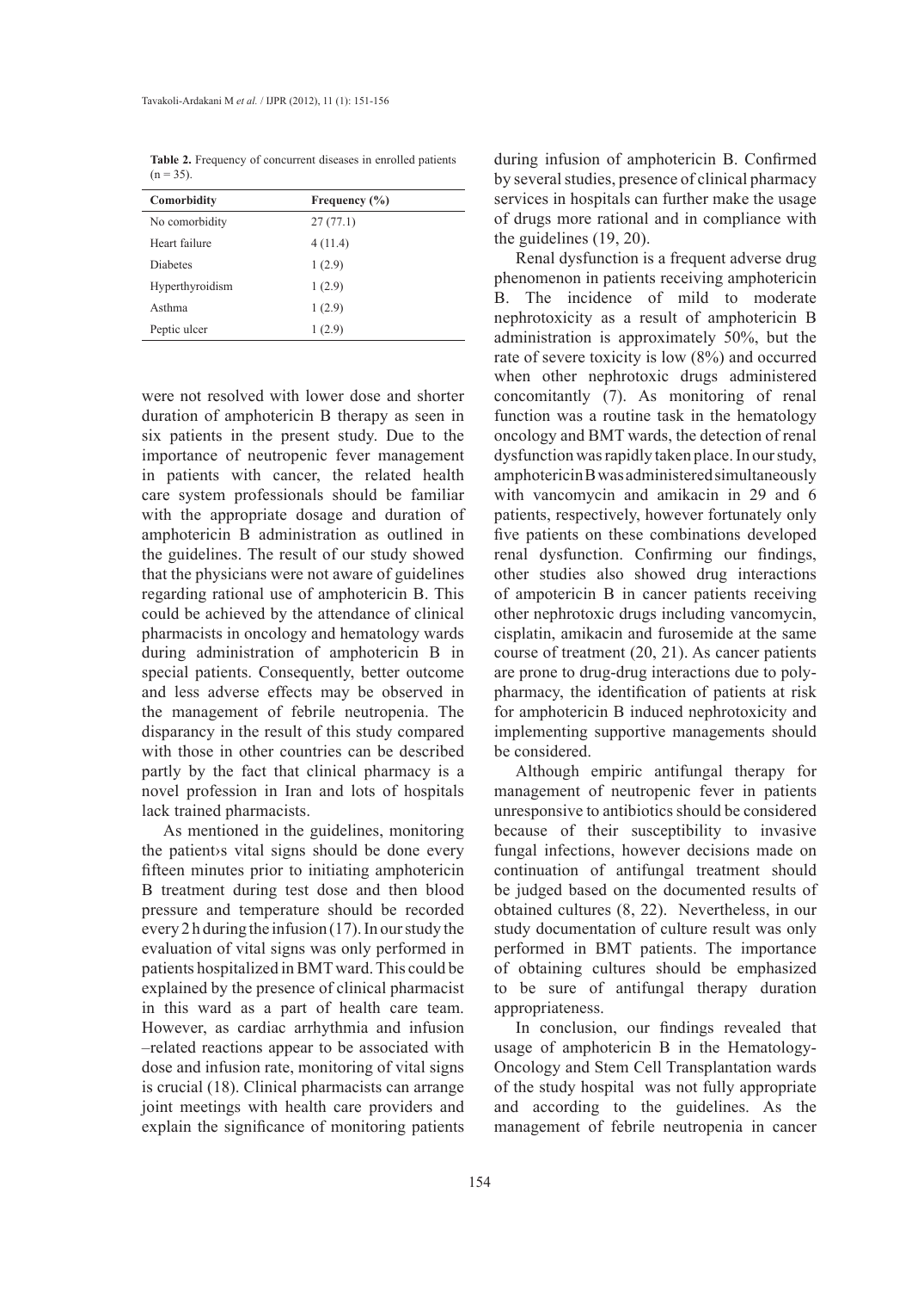**Table 2.** Frequency of concurrent diseases in enrolled patients (n = 35).

| Comorbidity | Frequency (%) |
| --- | --- |
| No comorbidity | 27 (77.1) |
| Heart failure | 4 (11.4) |
| Diabetes | 1 (2.9) |
| Hyperthyroidism | 1 (2.9) |
| Asthma | 1 (2.9) |
| Peptic ulcer | 1 (2.9) |

were not resolved with lower dose and shorter duration of amphotericin B therapy as seen in six patients in the present study. Due to the importance of neutropenic fever management in patients with cancer, the related health care system professionals should be familiar with the appropriate dosage and duration of amphotericin B administration as outlined in the guidelines. The result of our study showed that the physicians were not aware of guidelines regarding rational use of amphotericin B. This could be achieved by the attendance of clinical pharmacists in oncology and hematology wards during administration of amphotericin B in special patients. Consequently, better outcome and less adverse effects may be observed in the management of febrile neutropenia. The disparancy in the result of this study compared with those in other countries can be described partly by the fact that clinical pharmacy is a novel profession in Iran and lots of hospitals lack trained pharmacists.

As mentioned in the guidelines, monitoring the patient›s vital signs should be done every fifteen minutes prior to initiating amphotericin B treatment during test dose and then blood pressure and temperature should be recorded every 2 h during the infusion (17). In our study the evaluation of vital signs was only performed in patients hospitalized in BMT ward. This could be explained by the presence of clinical pharmacist in this ward as a part of health care team. However, as cardiac arrhythmia and infusion –related reactions appear to be associated with dose and infusion rate, monitoring of vital signs is crucial (18). Clinical pharmacists can arrange joint meetings with health care providers and explain the significance of monitoring patients during infusion of amphotericin B. Confirmed by several studies, presence of clinical pharmacy services in hospitals can further make the usage of drugs more rational and in compliance with the guidelines (19, 20).

Renal dysfunction is a frequent adverse drug phenomenon in patients receiving amphotericin B. The incidence of mild to moderate nephrotoxicity as a result of amphotericin B administration is approximately 50%, but the rate of severe toxicity is low (8%) and occurred when other nephrotoxic drugs administered concomitantly (7). As monitoring of renal function was a routine task in the hematology oncology and BMT wards, the detection of renal dysfunction was rapidly taken place. In our study, amphotericin B was administered simultaneously with vancomycin and amikacin in 29 and 6 patients, respectively, however fortunately only five patients on these combinations developed renal dysfunction. Confirming our findings, other studies also showed drug interactions of ampotericin B in cancer patients receiving other nephrotoxic drugs including vancomycin, cisplatin, amikacin and furosemide at the same course of treatment (20, 21). As cancer patients are prone to drug-drug interactions due to polypharmacy, the identification of patients at risk for amphotericin B induced nephrotoxicity and implementing supportive managements should be considered.

Although empiric antifungal therapy for management of neutropenic fever in patients unresponsive to antibiotics should be considered because of their susceptibility to invasive fungal infections, however decisions made on continuation of antifungal treatment should be judged based on the documented results of obtained cultures (8, 22). Nevertheless, in our study documentation of culture result was only performed in BMT patients. The importance of obtaining cultures should be emphasized to be sure of antifungal therapy duration appropriateness.

In conclusion, our findings revealed that usage of amphotericin B in the Hematology-Oncology and Stem Cell Transplantation wards of the study hospital was not fully appropriate and according to the guidelines. As the management of febrile neutropenia in cancer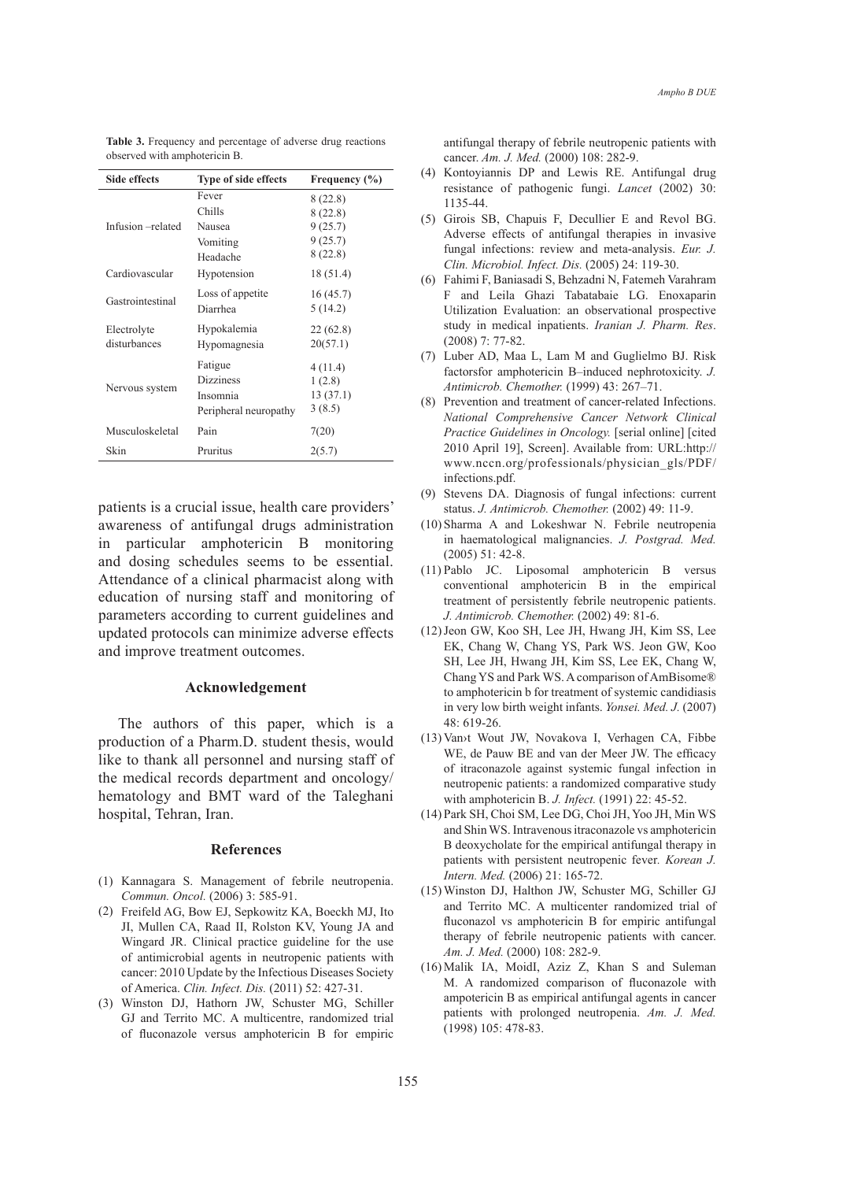**Table 3.** Frequency and percentage of adverse drug reactions observed with amphotericin B.

| Side effects | Type of side effects | Frequency (%) |
|---|---|---|
| Infusion –related | Fever | 8 (22.8) |
| | Chills | 8 (22.8) |
| | Nausea | 9 (25.7) |
| | Vomiting | 9 (25.7) |
| | Headache | 8 (22.8) |
| Cardiovascular | Hypotension | 18 (51.4) |
| Gastrointestinal | Loss of appetite | 16 (45.7) |
| | Diarrhea | 5 (14.2) |
| Electrolyte disturbances | Hypokalemia | 22 (62.8) |
| | Hypomagnesia | 20(57.1) |
| Nervous system | Fatigue | 4 (11.4) |
| | Dizziness | 1 (2.8) |
| | Insomnia | 13 (37.1) |
| | Peripheral neuropathy | 3 (8.5) |
| Musculoskeletal | Pain | 7(20) |
| Skin | Pruritus | 2(5.7) |

patients is a crucial issue, health care providers' awareness of antifungal drugs administration in particular amphotericin B monitoring and dosing schedules seems to be essential. Attendance of a clinical pharmacist along with education of nursing staff and monitoring of parameters according to current guidelines and updated protocols can minimize adverse effects and improve treatment outcomes.

## Acknowledgement

The authors of this paper, which is a production of a Pharm.D. student thesis, would like to thank all personnel and nursing staff of the medical records department and oncology/hematology and BMT ward of the Taleghani hospital, Tehran, Iran.

## References

(1) Kannagara S. Management of febrile neutropenia. *Commun. Oncol.* (2006) 3: 585-91.

(2) Freifeld AG, Bow EJ, Sepkowitz KA, Boeckh MJ, Ito JI, Mullen CA, Raad II, Rolston KV, Young JA and Wingard JR. Clinical practice guideline for the use of antimicrobial agents in neutropenic patients with cancer: 2010 Update by the Infectious Diseases Society of America. *Clin. Infect. Dis.* (2011) 52: 427-31.

(3) Winston DJ, Hathorn JW, Schuster MG, Schiller GJ and Territo MC. A multicentre, randomized trial of fluconazole versus amphotericin B for empiric antifungal therapy of febrile neutropenic patients with cancer. *Am. J. Med.* (2000) 108: 282-9.

(4) Kontoyiannis DP and Lewis RE. Antifungal drug resistance of pathogenic fungi. *Lancet* (2002) 30: 1135-44.

(5) Girois SB, Chapuis F, Decullier E and Revol BG. Adverse effects of antifungal therapies in invasive fungal infections: review and meta-analysis. *Eur. J. Clin. Microbiol. Infect. Dis.* (2005) 24: 119-30.

(6) Fahimi F, Baniasadi S, Behzadni N, Fatemeh Varahram F and Leila Ghazi Tabatabaie LG. Enoxaparin Utilization Evaluation: an observational prospective study in medical inpatients. *Iranian J. Pharm. Res*. (2008) 7: 77-82.

(7) Luber AD, Maa L, Lam M and Guglielmo BJ. Risk factorsfor amphotericin B–induced nephrotoxicity. *J. Antimicrob. Chemother.* (1999) 43: 267–71.

(8) Prevention and treatment of cancer-related Infections. *National Comprehensive Cancer Network Clinical Practice Guidelines in Oncology.* [serial online] [cited 2010 April 19], Screen]. Available from: URL:http://www.nccn.org/professionals/physician_gls/PDF/infections.pdf.

(9) Stevens DA. Diagnosis of fungal infections: current status. *J. Antimicrob. Chemother.* (2002) 49: 11-9.

(10) Sharma A and Lokeshwar N. Febrile neutropenia in haematological malignancies. *J. Postgrad. Med.* (2005) 51: 42-8.

(11) Pablo JC. Liposomal amphotericin B versus conventional amphotericin B in the empirical treatment of persistently febrile neutropenic patients. *J. Antimicrob. Chemother.* (2002) 49: 81-6.

(12) Jeon GW, Koo SH, Lee JH, Hwang JH, Kim SS, Lee EK, Chang W, Chang YS, Park WS. Jeon GW, Koo SH, Lee JH, Hwang JH, Kim SS, Lee EK, Chang W, Chang YS and Park WS. A comparison of AmBisome® to amphotericin b for treatment of systemic candidiasis in very low birth weight infants. *Yonsei. Med. J.* (2007) 48: 619-26.

(13) Van›t Wout JW, Novakova I, Verhagen CA, Fibbe WE, de Pauw BE and van der Meer JW. The efficacy of itraconazole against systemic fungal infection in neutropenic patients: a randomized comparative study with amphotericin B. *J. Infect.* (1991) 22: 45-52.

(14) Park SH, Choi SM, Lee DG, Choi JH, Yoo JH, Min WS and Shin WS. Intravenous itraconazole vs amphotericin B deoxycholate for the empirical antifungal therapy in patients with persistent neutropenic fever. *Korean J. Intern. Med.* (2006) 21: 165-72.

(15) Winston DJ, Halthon JW, Schuster MG, Schiller GJ and Territo MC. A multicenter randomized trial of fluconazol vs amphotericin B for empiric antifungal therapy of febrile neutropenic patients with cancer. *Am. J. Med.* (2000) 108: 282-9.

(16) Malik IA, MoidI, Aziz Z, Khan S and Suleman M. A randomized comparison of fluconazole with ampotericin B as empirical antifungal agents in cancer patients with prolonged neutropenia. *Am. J. Med.* (1998) 105: 478-83.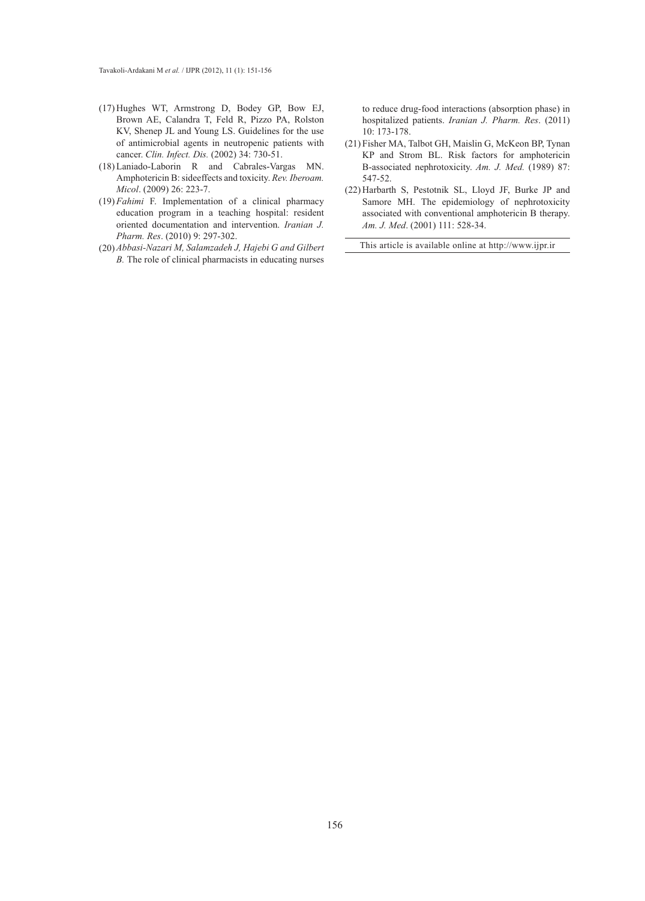(17) Hughes WT, Armstrong D, Bodey GP, Bow EJ, Brown AE, Calandra T, Feld R, Pizzo PA, Rolston KV, Shenep JL and Young LS. Guidelines for the use of antimicrobial agents in neutropenic patients with cancer. *Clin. Infect. Dis.* (2002) 34: 730-51.

(18) Laniado-Laborin R and Cabrales-Vargas MN. Amphotericin B: sideeffects and toxicity. *Rev. Iberoam. Micol*. (2009) 26: 223-7.

(19) *Fahimi* F. Implementation of a clinical pharmacy education program in a teaching hospital: resident oriented documentation and intervention. *Iranian J. Pharm. Res*. (2010) 9: 297-302.

(20) *Abbasi-Nazari M, Salamzadeh J, Hajebi G and Gilbert B.* The role of clinical pharmacists in educating nurses to reduce drug-food interactions (absorption phase) in hospitalized patients. *Iranian J. Pharm. Res*. (2011) 10: 173-178.

(21) Fisher MA, Talbot GH, Maislin G, McKeon BP, Tynan KP and Strom BL. Risk factors for amphotericin B-associated nephrotoxicity. *Am. J. Med.* (1989) 87: 547-52.

(22) Harbarth S, Pestotnik SL, Lloyd JF, Burke JP and Samore MH. The epidemiology of nephrotoxicity associated with conventional amphotericin B therapy. *Am. J. Med*. (2001) 111: 528-34.

This article is available online at http://www.ijpr.ir